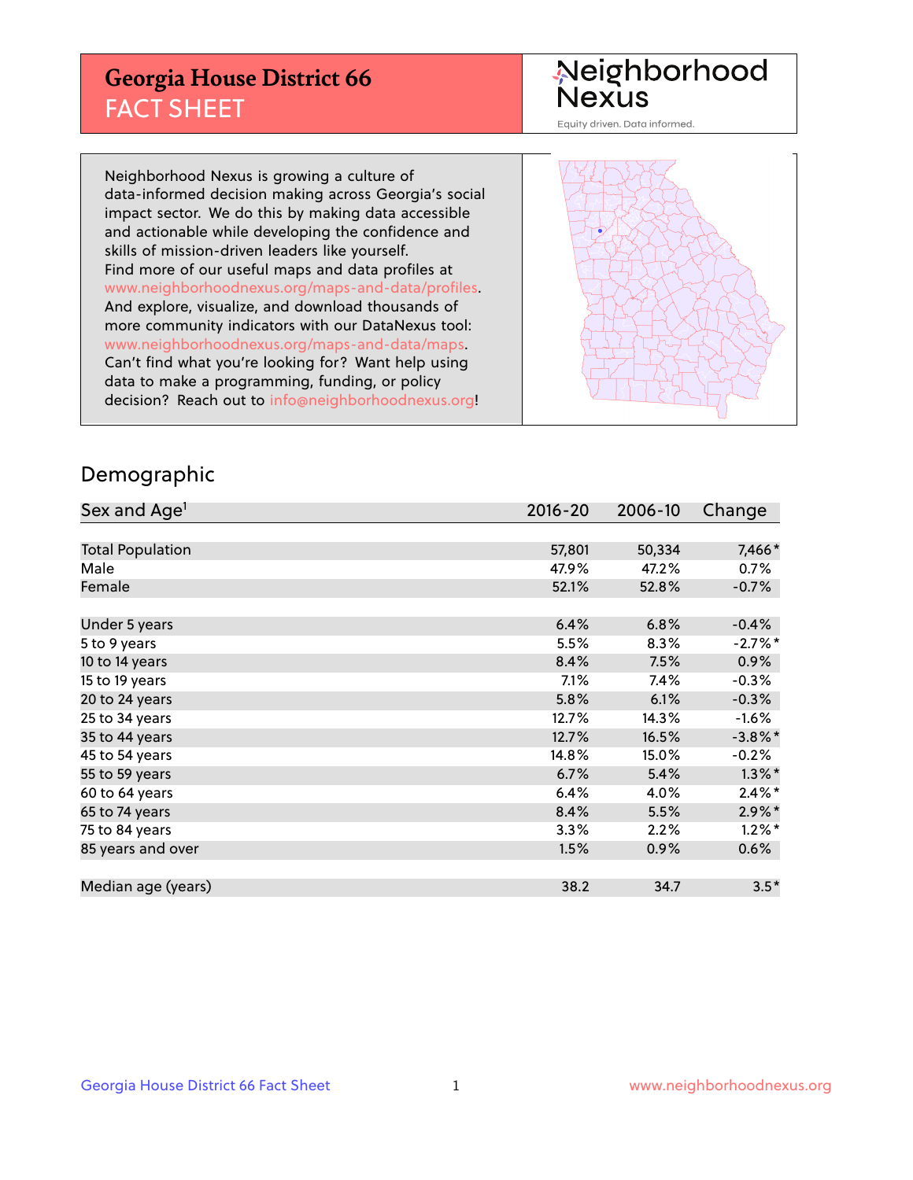# Georgia House District 66
## FACT SHEET

Neighborhood Nexus

Equity driven. Data informed.

Neighborhood Nexus is growing a culture of data-informed decision making across Georgia's social impact sector. We do this by making data accessible and actionable while developing the confidence and skills of mission-driven leaders like yourself. Find more of our useful maps and data profiles at www.neighborhoodnexus.org/maps-and-data/profiles. And explore, visualize, and download thousands of more community indicators with our DataNexus tool: www.neighborhoodnexus.org/maps-and-data/maps. Can't find what you're looking for? Want help using data to make a programming, funding, or policy decision? Reach out to info@neighborhoodnexus.org!

## Demographic

| Sex and Age[1] | 2016-20 | 2006-10 | Change |
|---|---|---|---|
| Total Population | 57,801 | 50,334 | 7,466* |
| Male | 47.9% | 47.2% | 0.7% |
| Female | 52.1% | 52.8% | -0.7% |
| | | | |
| Under 5 years | 6.4% | 6.8% | -0.4% |
| 5 to 9 years | 5.5% | 8.3% | -2.7%* |
| 10 to 14 years | 8.4% | 7.5% | 0.9% |
| 15 to 19 years | 7.1% | 7.4% | -0.3% |
| 20 to 24 years | 5.8% | 6.1% | -0.3% |
| 25 to 34 years | 12.7% | 14.3% | -1.6% |
| 35 to 44 years | 12.7% | 16.5% | -3.8%* |
| 45 to 54 years | 14.8% | 15.0% | -0.2% |
| 55 to 59 years | 6.7% | 5.4% | 1.3%* |
| 60 to 64 years | 6.4% | 4.0% | 2.4%* |
| 65 to 74 years | 8.4% | 5.5% | 2.9%* |
| 75 to 84 years | 3.3% | 2.2% | 1.2%* |
| 85 years and over | 1.5% | 0.9% | 0.6% |
| | | | |
| Median age (years) | 38.2 | 34.7 | 3.5* |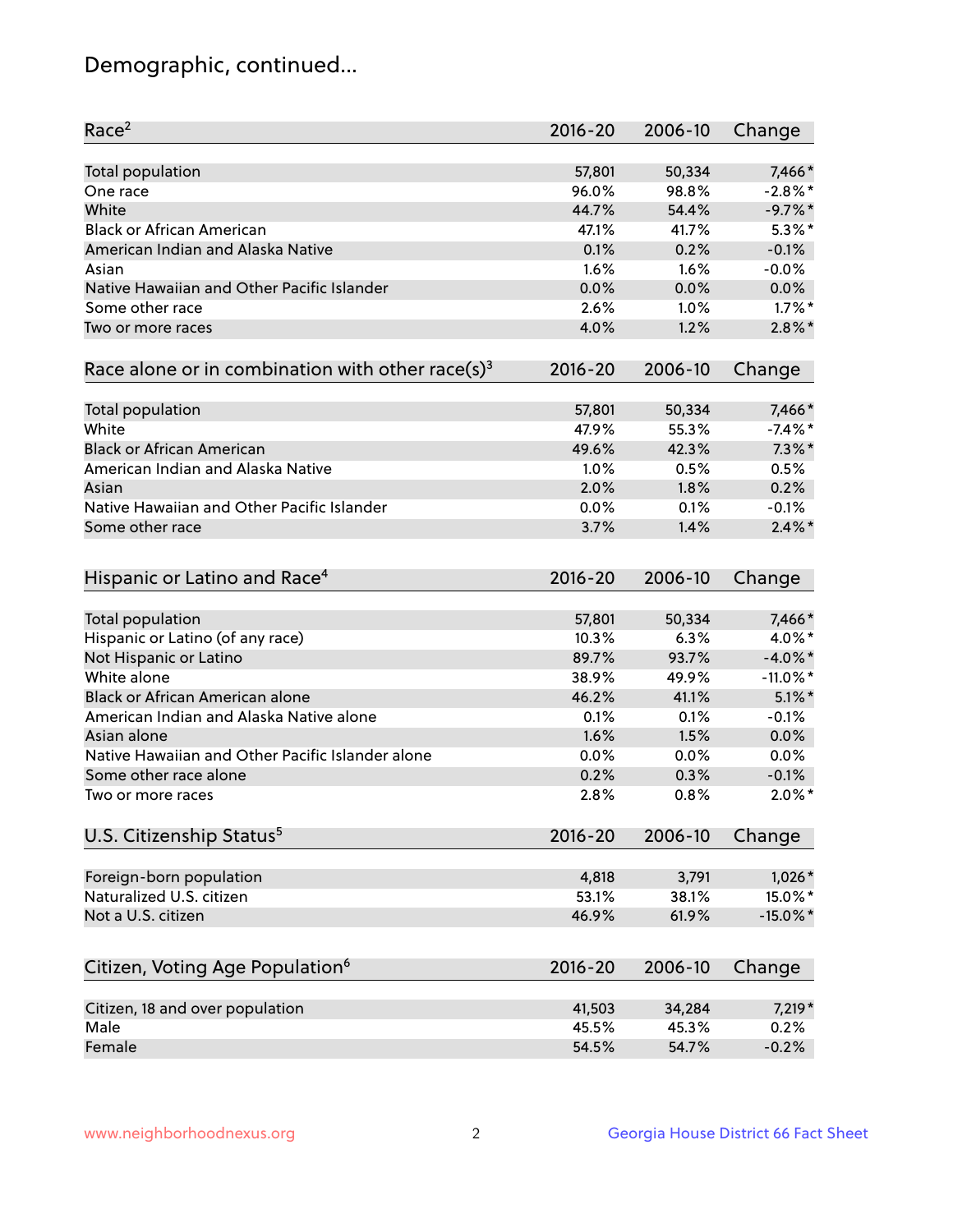## Demographic, continued...

| Race[2] | 2016-20 | 2006-10 | Change |
|---|---|---|---|
| Total population | 57,801 | 50,334 | 7,466* |
| One race | 96.0% | 98.8% | -2.8%* |
| White | 44.7% | 54.4% | -9.7%* |
| Black or African American | 47.1% | 41.7% | 5.3%* |
| American Indian and Alaska Native | 0.1% | 0.2% | -0.1% |
| Asian | 1.6% | 1.6% | -0.0% |
| Native Hawaiian and Other Pacific Islander | 0.0% | 0.0% | 0.0% |
| Some other race | 2.6% | 1.0% | 1.7%* |
| Two or more races | 4.0% | 1.2% | 2.8%* |

| Race alone or in combination with other race(s)[3] | 2016-20 | 2006-10 | Change |
|---|---|---|---|
| Total population | 57,801 | 50,334 | 7,466* |
| White | 47.9% | 55.3% | -7.4%* |
| Black or African American | 49.6% | 42.3% | 7.3%* |
| American Indian and Alaska Native | 1.0% | 0.5% | 0.5% |
| Asian | 2.0% | 1.8% | 0.2% |
| Native Hawaiian and Other Pacific Islander | 0.0% | 0.1% | -0.1% |
| Some other race | 3.7% | 1.4% | 2.4%* |

| Hispanic or Latino and Race[4] | 2016-20 | 2006-10 | Change |
|---|---|---|---|
| Total population | 57,801 | 50,334 | 7,466* |
| Hispanic or Latino (of any race) | 10.3% | 6.3% | 4.0%* |
| Not Hispanic or Latino | 89.7% | 93.7% | -4.0%* |
| White alone | 38.9% | 49.9% | -11.0%* |
| Black or African American alone | 46.2% | 41.1% | 5.1%* |
| American Indian and Alaska Native alone | 0.1% | 0.1% | -0.1% |
| Asian alone | 1.6% | 1.5% | 0.0% |
| Native Hawaiian and Other Pacific Islander alone | 0.0% | 0.0% | 0.0% |
| Some other race alone | 0.2% | 0.3% | -0.1% |
| Two or more races | 2.8% | 0.8% | 2.0%* |

| U.S. Citizenship Status[5] | 2016-20 | 2006-10 | Change |
|---|---|---|---|
| Foreign-born population | 4,818 | 3,791 | 1,026* |
| Naturalized U.S. citizen | 53.1% | 38.1% | 15.0%* |
| Not a U.S. citizen | 46.9% | 61.9% | -15.0%* |

| Citizen, Voting Age Population[6] | 2016-20 | 2006-10 | Change |
|---|---|---|---|
| Citizen, 18 and over population | 41,503 | 34,284 | 7,219* |
| Male | 45.5% | 45.3% | 0.2% |
| Female | 54.5% | 54.7% | -0.2% |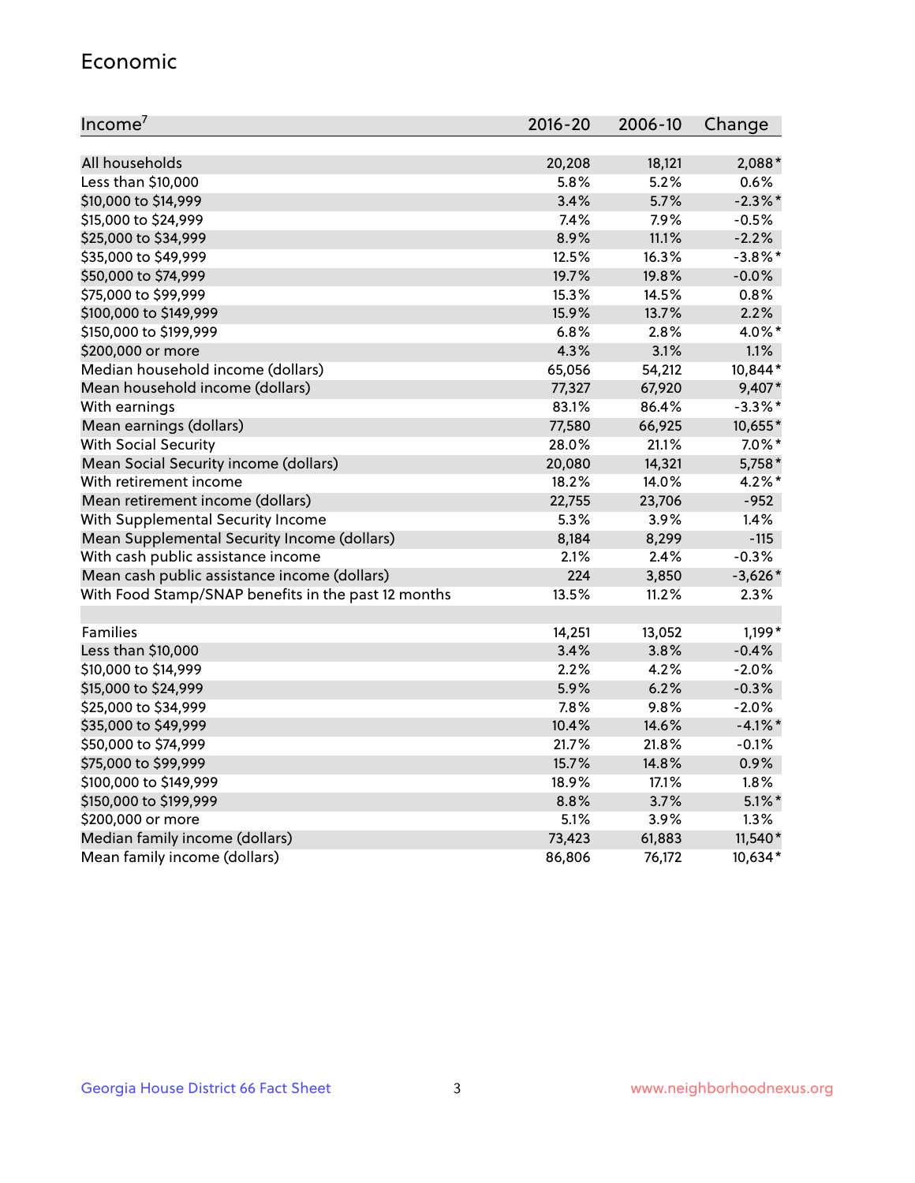## Economic

| Income[7] | 2016-20 | 2006-10 | Change |
|---|---|---|---|
| All households | 20,208 | 18,121 | 2,088* |
| Less than $10,000 | 5.8% | 5.2% | 0.6% |
| $10,000 to $14,999 | 3.4% | 5.7% | -2.3%* |
| $15,000 to $24,999 | 7.4% | 7.9% | -0.5% |
| $25,000 to $34,999 | 8.9% | 11.1% | -2.2% |
| $35,000 to $49,999 | 12.5% | 16.3% | -3.8%* |
| $50,000 to $74,999 | 19.7% | 19.8% | -0.0% |
| $75,000 to $99,999 | 15.3% | 14.5% | 0.8% |
| $100,000 to $149,999 | 15.9% | 13.7% | 2.2% |
| $150,000 to $199,999 | 6.8% | 2.8% | 4.0%* |
| $200,000 or more | 4.3% | 3.1% | 1.1% |
| Median household income (dollars) | 65,056 | 54,212 | 10,844* |
| Mean household income (dollars) | 77,327 | 67,920 | 9,407* |
| With earnings | 83.1% | 86.4% | -3.3%* |
| Mean earnings (dollars) | 77,580 | 66,925 | 10,655* |
| With Social Security | 28.0% | 21.1% | 7.0%* |
| Mean Social Security income (dollars) | 20,080 | 14,321 | 5,758* |
| With retirement income | 18.2% | 14.0% | 4.2%* |
| Mean retirement income (dollars) | 22,755 | 23,706 | -952 |
| With Supplemental Security Income | 5.3% | 3.9% | 1.4% |
| Mean Supplemental Security Income (dollars) | 8,184 | 8,299 | -115 |
| With cash public assistance income | 2.1% | 2.4% | -0.3% |
| Mean cash public assistance income (dollars) | 224 | 3,850 | -3,626* |
| With Food Stamp/SNAP benefits in the past 12 months | 13.5% | 11.2% | 2.3% |
| | | | |
| Families | 14,251 | 13,052 | 1,199* |
| Less than $10,000 | 3.4% | 3.8% | -0.4% |
| $10,000 to $14,999 | 2.2% | 4.2% | -2.0% |
| $15,000 to $24,999 | 5.9% | 6.2% | -0.3% |
| $25,000 to $34,999 | 7.8% | 9.8% | -2.0% |
| $35,000 to $49,999 | 10.4% | 14.6% | -4.1%* |
| $50,000 to $74,999 | 21.7% | 21.8% | -0.1% |
| $75,000 to $99,999 | 15.7% | 14.8% | 0.9% |
| $100,000 to $149,999 | 18.9% | 17.1% | 1.8% |
| $150,000 to $199,999 | 8.8% | 3.7% | 5.1%* |
| $200,000 or more | 5.1% | 3.9% | 1.3% |
| Median family income (dollars) | 73,423 | 61,883 | 11,540* |
| Mean family income (dollars) | 86,806 | 76,172 | 10,634* |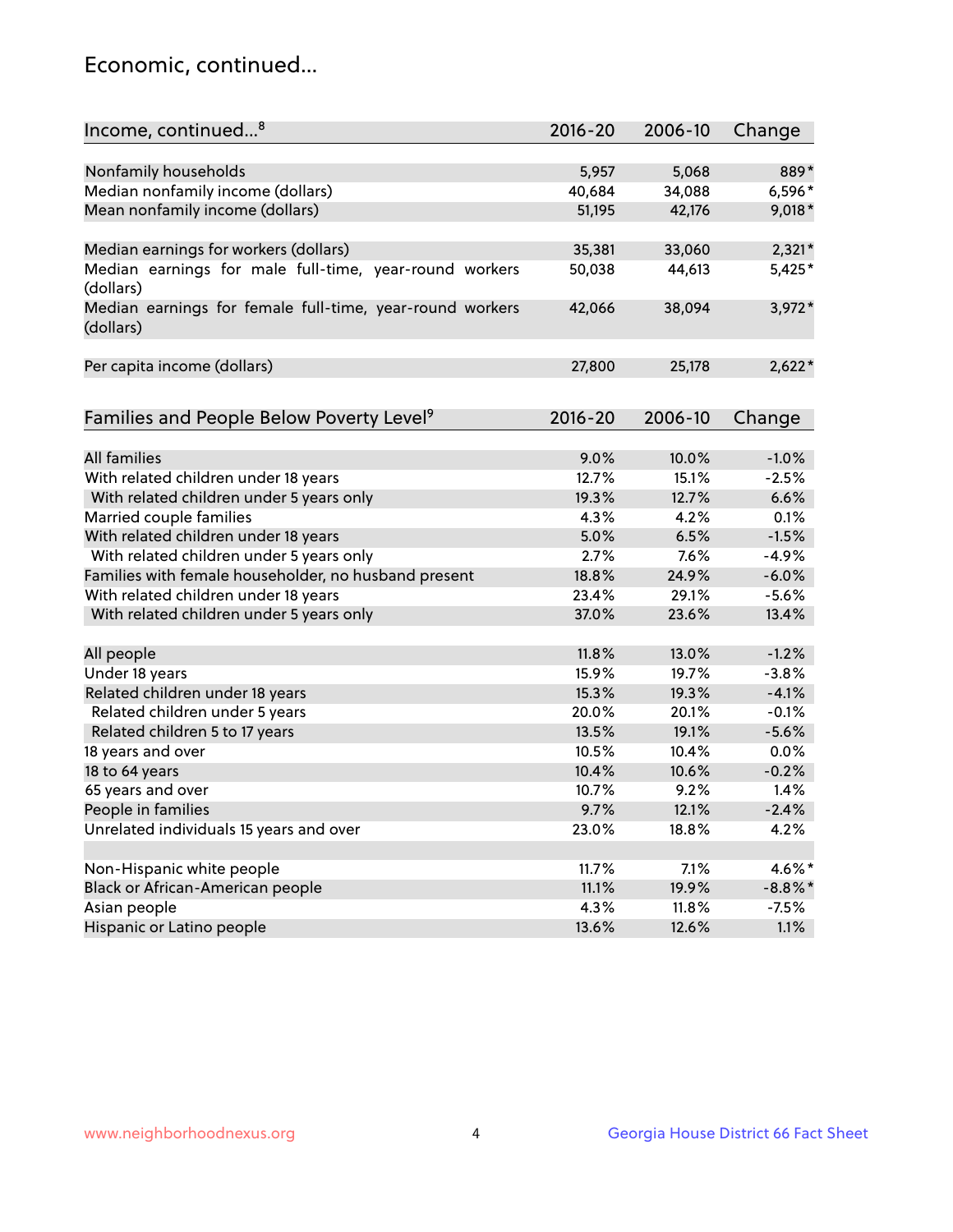## Economic, continued...

| Income, continued...[8] | 2016-20 | 2006-10 | Change |
|---|---|---|---|
| Nonfamily households | 5,957 | 5,068 | 889* |
| Median nonfamily income (dollars) | 40,684 | 34,088 | 6,596* |
| Mean nonfamily income (dollars) | 51,195 | 42,176 | 9,018* |
| Median earnings for workers (dollars) | 35,381 | 33,060 | 2,321* |
| Median earnings for male full-time, year-round workers (dollars) | 50,038 | 44,613 | 5,425* |
| Median earnings for female full-time, year-round workers (dollars) | 42,066 | 38,094 | 3,972* |
| Per capita income (dollars) | 27,800 | 25,178 | 2,622* |

| Families and People Below Poverty Level[9] | 2016-20 | 2006-10 | Change |
|---|---|---|---|
| All families | 9.0% | 10.0% | -1.0% |
| With related children under 18 years | 12.7% | 15.1% | -2.5% |
| With related children under 5 years only | 19.3% | 12.7% | 6.6% |
| Married couple families | 4.3% | 4.2% | 0.1% |
| With related children under 18 years | 5.0% | 6.5% | -1.5% |
| With related children under 5 years only | 2.7% | 7.6% | -4.9% |
| Families with female householder, no husband present | 18.8% | 24.9% | -6.0% |
| With related children under 18 years | 23.4% | 29.1% | -5.6% |
| With related children under 5 years only | 37.0% | 23.6% | 13.4% |
| All people | 11.8% | 13.0% | -1.2% |
| Under 18 years | 15.9% | 19.7% | -3.8% |
| Related children under 18 years | 15.3% | 19.3% | -4.1% |
| Related children under 5 years | 20.0% | 20.1% | -0.1% |
| Related children 5 to 17 years | 13.5% | 19.1% | -5.6% |
| 18 years and over | 10.5% | 10.4% | 0.0% |
| 18 to 64 years | 10.4% | 10.6% | -0.2% |
| 65 years and over | 10.7% | 9.2% | 1.4% |
| People in families | 9.7% | 12.1% | -2.4% |
| Unrelated individuals 15 years and over | 23.0% | 18.8% | 4.2% |
| Non-Hispanic white people | 11.7% | 7.1% | 4.6%* |
| Black or African-American people | 11.1% | 19.9% | -8.8%* |
| Asian people | 4.3% | 11.8% | -7.5% |
| Hispanic or Latino people | 13.6% | 12.6% | 1.1% |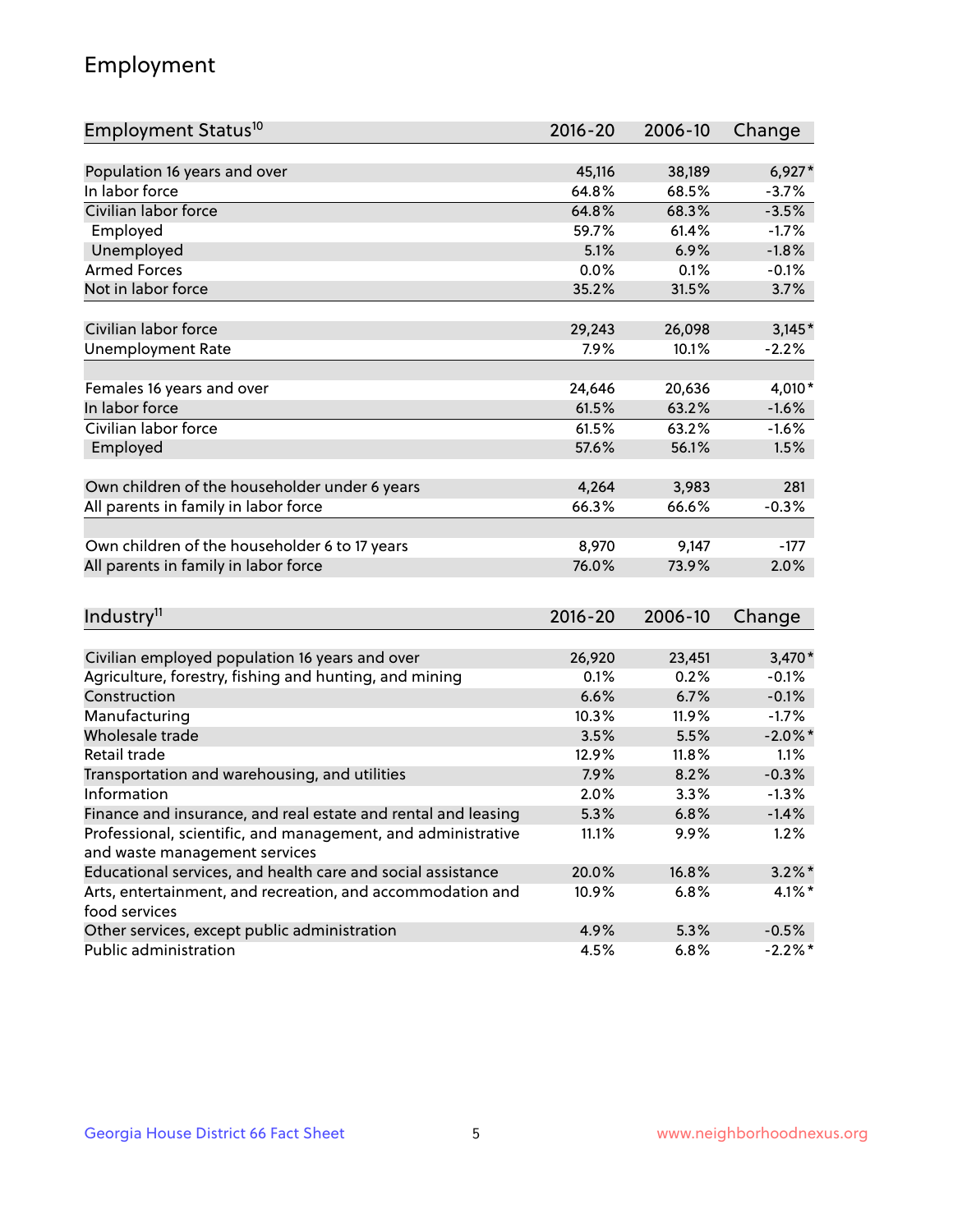## Employment

| Employment Status[10] | 2016-20 | 2006-10 | Change |
|---|---|---|---|
| Population 16 years and over | 45,116 | 38,189 | 6,927* |
| In labor force | 64.8% | 68.5% | -3.7% |
| Civilian labor force | 64.8% | 68.3% | -3.5% |
| Employed | 59.7% | 61.4% | -1.7% |
| Unemployed | 5.1% | 6.9% | -1.8% |
| Armed Forces | 0.0% | 0.1% | -0.1% |
| Not in labor force | 35.2% | 31.5% | 3.7% |
| | | | |
| Civilian labor force | 29,243 | 26,098 | 3,145* |
| Unemployment Rate | 7.9% | 10.1% | -2.2% |
| | | | |
| Females 16 years and over | 24,646 | 20,636 | 4,010* |
| In labor force | 61.5% | 63.2% | -1.6% |
| Civilian labor force | 61.5% | 63.2% | -1.6% |
| Employed | 57.6% | 56.1% | 1.5% |
| | | | |
| Own children of the householder under 6 years | 4,264 | 3,983 | 281 |
| All parents in family in labor force | 66.3% | 66.6% | -0.3% |
| | | | |
| Own children of the householder 6 to 17 years | 8,970 | 9,147 | -177 |
| All parents in family in labor force | 76.0% | 73.9% | 2.0% |

| Industry[11] | 2016-20 | 2006-10 | Change |
|---|---|---|---|
| Civilian employed population 16 years and over | 26,920 | 23,451 | 3,470* |
| Agriculture, forestry, fishing and hunting, and mining | 0.1% | 0.2% | -0.1% |
| Construction | 6.6% | 6.7% | -0.1% |
| Manufacturing | 10.3% | 11.9% | -1.7% |
| Wholesale trade | 3.5% | 5.5% | -2.0%* |
| Retail trade | 12.9% | 11.8% | 1.1% |
| Transportation and warehousing, and utilities | 7.9% | 8.2% | -0.3% |
| Information | 2.0% | 3.3% | -1.3% |
| Finance and insurance, and real estate and rental and leasing | 5.3% | 6.8% | -1.4% |
| Professional, scientific, and management, and administrative and waste management services | 11.1% | 9.9% | 1.2% |
| Educational services, and health care and social assistance | 20.0% | 16.8% | 3.2%* |
| Arts, entertainment, and recreation, and accommodation and food services | 10.9% | 6.8% | 4.1%* |
| Other services, except public administration | 4.9% | 5.3% | -0.5% |
| Public administration | 4.5% | 6.8% | -2.2%* |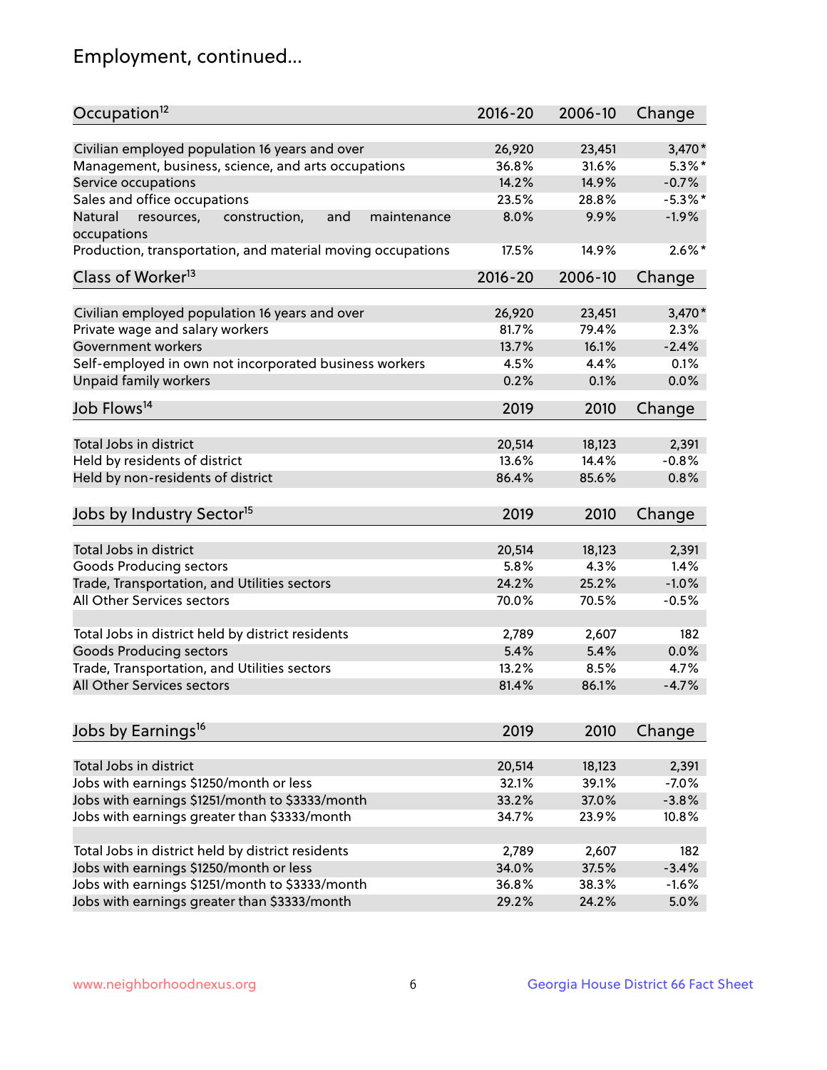# Employment, continued...

| Occupation[12] | 2016-20 | 2006-10 | Change |
|---|---|---|---|
| Civilian employed population 16 years and over | 26,920 | 23,451 | 3,470* |
| Management, business, science, and arts occupations | 36.8% | 31.6% | 5.3%* |
| Service occupations | 14.2% | 14.9% | -0.7% |
| Sales and office occupations | 23.5% | 28.8% | -5.3%* |
| Natural resources, construction, and maintenance occupations | 8.0% | 9.9% | -1.9% |
| Production, transportation, and material moving occupations | 17.5% | 14.9% | 2.6%* |

| Class of Worker[13] | 2016-20 | 2006-10 | Change |
|---|---|---|---|
| Civilian employed population 16 years and over | 26,920 | 23,451 | 3,470* |
| Private wage and salary workers | 81.7% | 79.4% | 2.3% |
| Government workers | 13.7% | 16.1% | -2.4% |
| Self-employed in own not incorporated business workers | 4.5% | 4.4% | 0.1% |
| Unpaid family workers | 0.2% | 0.1% | 0.0% |

| Job Flows[14] | 2019 | 2010 | Change |
|---|---|---|---|
| Total Jobs in district | 20,514 | 18,123 | 2,391 |
| Held by residents of district | 13.6% | 14.4% | -0.8% |
| Held by non-residents of district | 86.4% | 85.6% | 0.8% |

| Jobs by Industry Sector[15] | 2019 | 2010 | Change |
|---|---|---|---|
| Total Jobs in district | 20,514 | 18,123 | 2,391 |
| Goods Producing sectors | 5.8% | 4.3% | 1.4% |
| Trade, Transportation, and Utilities sectors | 24.2% | 25.2% | -1.0% |
| All Other Services sectors | 70.0% | 70.5% | -0.5% |
| | | | |
| Total Jobs in district held by district residents | 2,789 | 2,607 | 182 |
| Goods Producing sectors | 5.4% | 5.4% | 0.0% |
| Trade, Transportation, and Utilities sectors | 13.2% | 8.5% | 4.7% |
| All Other Services sectors | 81.4% | 86.1% | -4.7% |

| Jobs by Earnings[16] | 2019 | 2010 | Change |
|---|---|---|---|
| Total Jobs in district | 20,514 | 18,123 | 2,391 |
| Jobs with earnings $1250/month or less | 32.1% | 39.1% | -7.0% |
| Jobs with earnings $1251/month to $3333/month | 33.2% | 37.0% | -3.8% |
| Jobs with earnings greater than $3333/month | 34.7% | 23.9% | 10.8% |
| | | | |
| Total Jobs in district held by district residents | 2,789 | 2,607 | 182 |
| Jobs with earnings $1250/month or less | 34.0% | 37.5% | -3.4% |
| Jobs with earnings $1251/month to $3333/month | 36.8% | 38.3% | -1.6% |
| Jobs with earnings greater than $3333/month | 29.2% | 24.2% | 5.0% |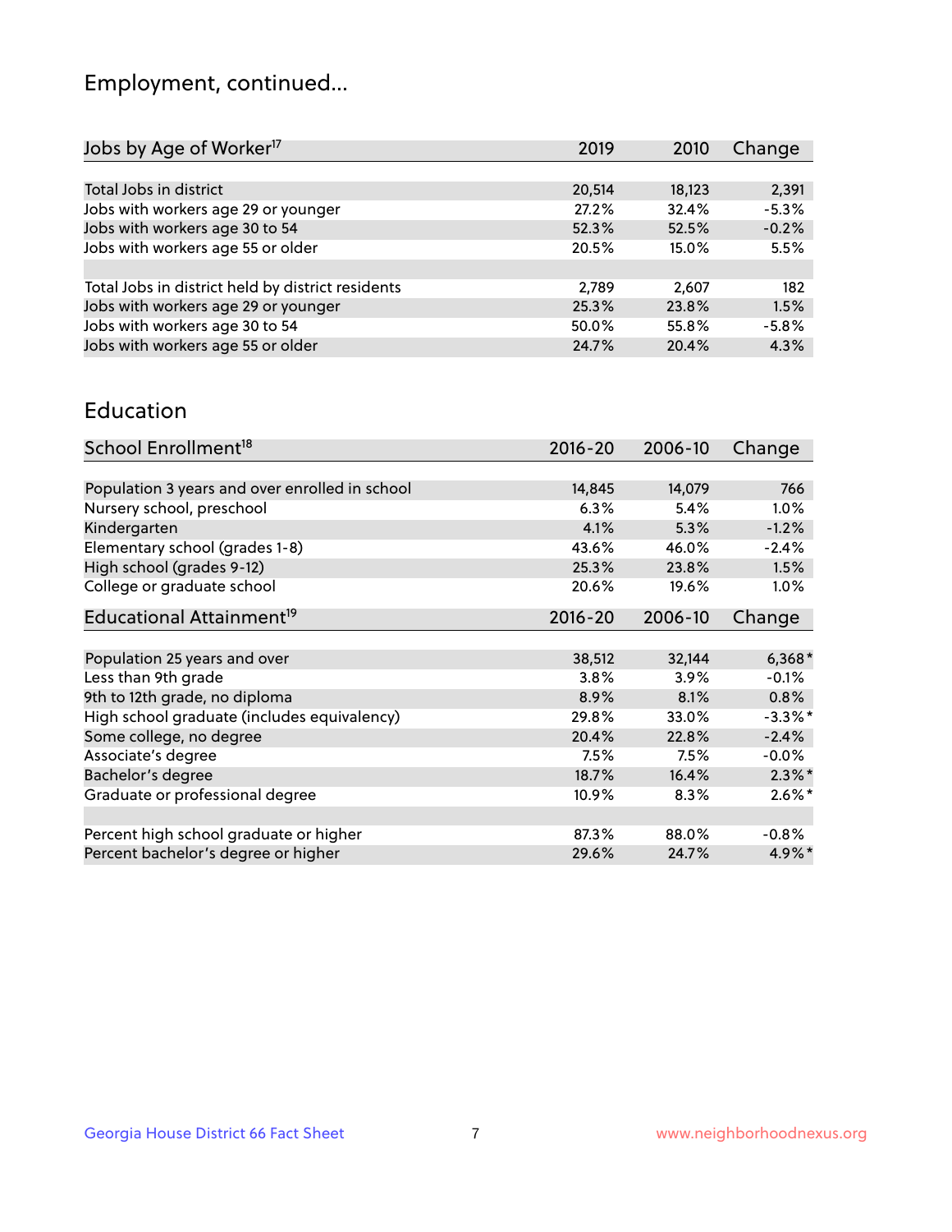## Employment, continued...

| Jobs by Age of Worker[17] | 2019 | 2010 | Change |
|---|---|---|---|
| Total Jobs in district | 20,514 | 18,123 | 2,391 |
| Jobs with workers age 29 or younger | 27.2% | 32.4% | -5.3% |
| Jobs with workers age 30 to 54 | 52.3% | 52.5% | -0.2% |
| Jobs with workers age 55 or older | 20.5% | 15.0% | 5.5% |
| | | | |
| Total Jobs in district held by district residents | 2,789 | 2,607 | 182 |
| Jobs with workers age 29 or younger | 25.3% | 23.8% | 1.5% |
| Jobs with workers age 30 to 54 | 50.0% | 55.8% | -5.8% |
| Jobs with workers age 55 or older | 24.7% | 20.4% | 4.3% |

## Education

| School Enrollment[18] | 2016-20 | 2006-10 | Change |
|---|---|---|---|
| Population 3 years and over enrolled in school | 14,845 | 14,079 | 766 |
| Nursery school, preschool | 6.3% | 5.4% | 1.0% |
| Kindergarten | 4.1% | 5.3% | -1.2% |
| Elementary school (grades 1-8) | 43.6% | 46.0% | -2.4% |
| High school (grades 9-12) | 25.3% | 23.8% | 1.5% |
| College or graduate school | 20.6% | 19.6% | 1.0% |

| Educational Attainment[19] | 2016-20 | 2006-10 | Change |
|---|---|---|---|
| Population 25 years and over | 38,512 | 32,144 | 6,368* |
| Less than 9th grade | 3.8% | 3.9% | -0.1% |
| 9th to 12th grade, no diploma | 8.9% | 8.1% | 0.8% |
| High school graduate (includes equivalency) | 29.8% | 33.0% | -3.3%* |
| Some college, no degree | 20.4% | 22.8% | -2.4% |
| Associate's degree | 7.5% | 7.5% | -0.0% |
| Bachelor's degree | 18.7% | 16.4% | 2.3%* |
| Graduate or professional degree | 10.9% | 8.3% | 2.6%* |
| | | | |
| Percent high school graduate or higher | 87.3% | 88.0% | -0.8% |
| Percent bachelor's degree or higher | 29.6% | 24.7% | 4.9%* |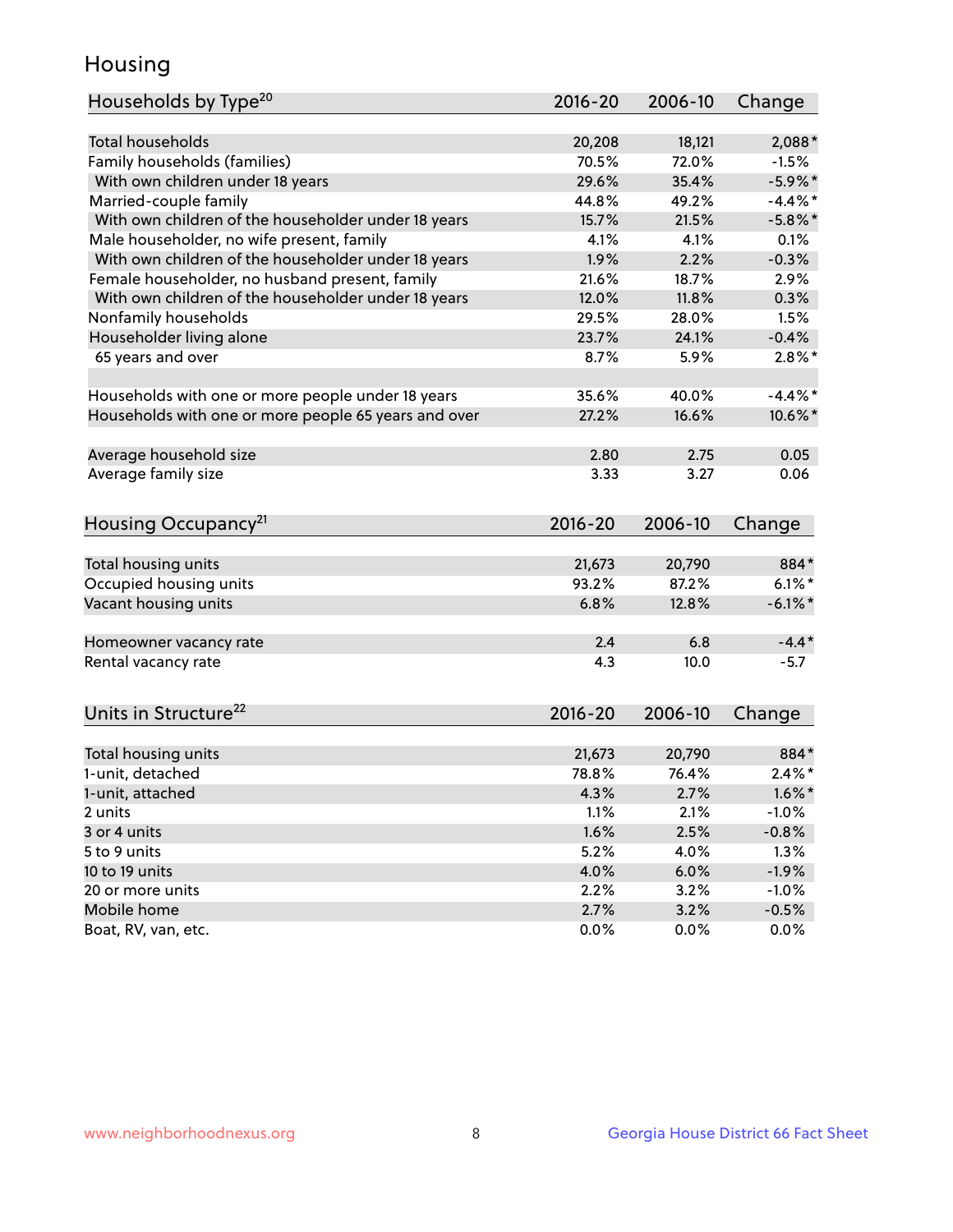# Housing

| Households by Type[20] | 2016-20 | 2006-10 | Change |
|---|---|---|---|
| Total households | 20,208 | 18,121 | 2,088* |
| Family households (families) | 70.5% | 72.0% | -1.5% |
| With own children under 18 years | 29.6% | 35.4% | -5.9%* |
| Married-couple family | 44.8% | 49.2% | -4.4%* |
| With own children of the householder under 18 years | 15.7% | 21.5% | -5.8%* |
| Male householder, no wife present, family | 4.1% | 4.1% | 0.1% |
| With own children of the householder under 18 years | 1.9% | 2.2% | -0.3% |
| Female householder, no husband present, family | 21.6% | 18.7% | 2.9% |
| With own children of the householder under 18 years | 12.0% | 11.8% | 0.3% |
| Nonfamily households | 29.5% | 28.0% | 1.5% |
| Householder living alone | 23.7% | 24.1% | -0.4% |
| 65 years and over | 8.7% | 5.9% | 2.8%* |
| Households with one or more people under 18 years | 35.6% | 40.0% | -4.4%* |
| Households with one or more people 65 years and over | 27.2% | 16.6% | 10.6%* |
| Average household size | 2.80 | 2.75 | 0.05 |
| Average family size | 3.33 | 3.27 | 0.06 |

| Housing Occupancy[21] | 2016-20 | 2006-10 | Change |
|---|---|---|---|
| Total housing units | 21,673 | 20,790 | 884* |
| Occupied housing units | 93.2% | 87.2% | 6.1%* |
| Vacant housing units | 6.8% | 12.8% | -6.1%* |
| Homeowner vacancy rate | 2.4 | 6.8 | -4.4* |
| Rental vacancy rate | 4.3 | 10.0 | -5.7 |

| Units in Structure[22] | 2016-20 | 2006-10 | Change |
|---|---|---|---|
| Total housing units | 21,673 | 20,790 | 884* |
| 1-unit, detached | 78.8% | 76.4% | 2.4%* |
| 1-unit, attached | 4.3% | 2.7% | 1.6%* |
| 2 units | 1.1% | 2.1% | -1.0% |
| 3 or 4 units | 1.6% | 2.5% | -0.8% |
| 5 to 9 units | 5.2% | 4.0% | 1.3% |
| 10 to 19 units | 4.0% | 6.0% | -1.9% |
| 20 or more units | 2.2% | 3.2% | -1.0% |
| Mobile home | 2.7% | 3.2% | -0.5% |
| Boat, RV, van, etc. | 0.0% | 0.0% | 0.0% |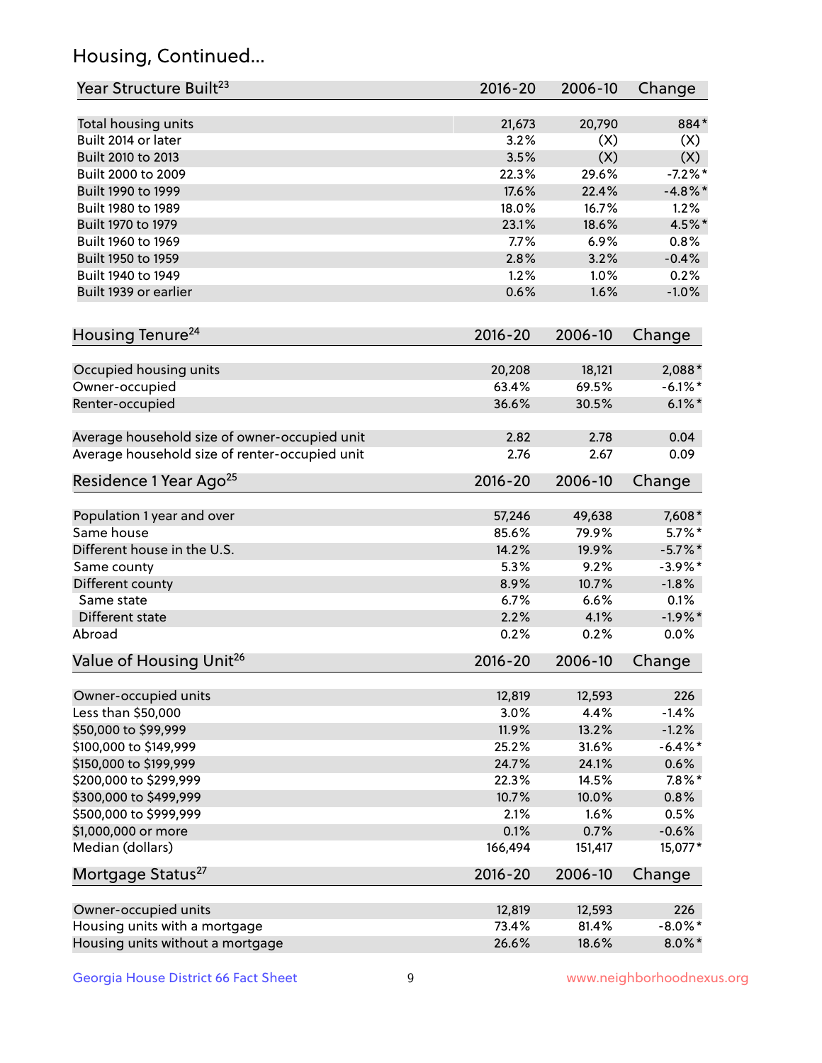## Housing, Continued...

| Year Structure Built[23] | 2016-20 | 2006-10 | Change |
|---|---|---|---|
| Total housing units | 21,673 | 20,790 | 884* |
| Built 2014 or later | 3.2% | (X) | (X) |
| Built 2010 to 2013 | 3.5% | (X) | (X) |
| Built 2000 to 2009 | 22.3% | 29.6% | -7.2%* |
| Built 1990 to 1999 | 17.6% | 22.4% | -4.8%* |
| Built 1980 to 1989 | 18.0% | 16.7% | 1.2% |
| Built 1970 to 1979 | 23.1% | 18.6% | 4.5%* |
| Built 1960 to 1969 | 7.7% | 6.9% | 0.8% |
| Built 1950 to 1959 | 2.8% | 3.2% | -0.4% |
| Built 1940 to 1949 | 1.2% | 1.0% | 0.2% |
| Built 1939 or earlier | 0.6% | 1.6% | -1.0% |

| Housing Tenure[24] | 2016-20 | 2006-10 | Change |
|---|---|---|---|
| Occupied housing units | 20,208 | 18,121 | 2,088* |
| Owner-occupied | 63.4% | 69.5% | -6.1%* |
| Renter-occupied | 36.6% | 30.5% | 6.1%* |
| Average household size of owner-occupied unit | 2.82 | 2.78 | 0.04 |
| Average household size of renter-occupied unit | 2.76 | 2.67 | 0.09 |

| Residence 1 Year Ago[25] | 2016-20 | 2006-10 | Change |
|---|---|---|---|
| Population 1 year and over | 57,246 | 49,638 | 7,608* |
| Same house | 85.6% | 79.9% | 5.7%* |
| Different house in the U.S. | 14.2% | 19.9% | -5.7%* |
| Same county | 5.3% | 9.2% | -3.9%* |
| Different county | 8.9% | 10.7% | -1.8% |
| Same state | 6.7% | 6.6% | 0.1% |
| Different state | 2.2% | 4.1% | -1.9%* |
| Abroad | 0.2% | 0.2% | 0.0% |

| Value of Housing Unit[26] | 2016-20 | 2006-10 | Change |
|---|---|---|---|
| Owner-occupied units | 12,819 | 12,593 | 226 |
| Less than $50,000 | 3.0% | 4.4% | -1.4% |
| $50,000 to $99,999 | 11.9% | 13.2% | -1.2% |
| $100,000 to $149,999 | 25.2% | 31.6% | -6.4%* |
| $150,000 to $199,999 | 24.7% | 24.1% | 0.6% |
| $200,000 to $299,999 | 22.3% | 14.5% | 7.8%* |
| $300,000 to $499,999 | 10.7% | 10.0% | 0.8% |
| $500,000 to $999,999 | 2.1% | 1.6% | 0.5% |
| $1,000,000 or more | 0.1% | 0.7% | -0.6% |
| Median (dollars) | 166,494 | 151,417 | 15,077* |

| Mortgage Status[27] | 2016-20 | 2006-10 | Change |
|---|---|---|---|
| Owner-occupied units | 12,819 | 12,593 | 226 |
| Housing units with a mortgage | 73.4% | 81.4% | -8.0%* |
| Housing units without a mortgage | 26.6% | 18.6% | 8.0%* |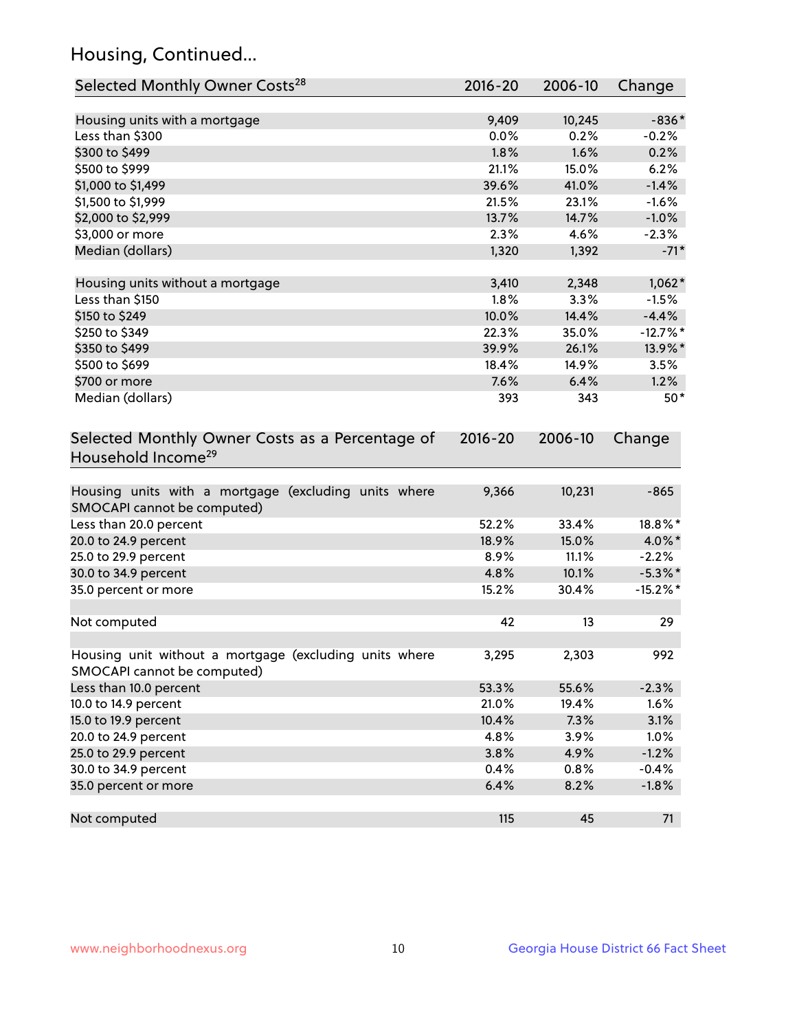## Housing, Continued...

| Selected Monthly Owner Costs[28] | 2016-20 | 2006-10 | Change |
|---|---|---|---|
| Housing units with a mortgage | 9,409 | 10,245 | -836* |
| Less than $300 | 0.0% | 0.2% | -0.2% |
| $300 to $499 | 1.8% | 1.6% | 0.2% |
| $500 to $999 | 21.1% | 15.0% | 6.2% |
| $1,000 to $1,499 | 39.6% | 41.0% | -1.4% |
| $1,500 to $1,999 | 21.5% | 23.1% | -1.6% |
| $2,000 to $2,999 | 13.7% | 14.7% | -1.0% |
| $3,000 or more | 2.3% | 4.6% | -2.3% |
| Median (dollars) | 1,320 | 1,392 | -71* |
| | | | |
| Housing units without a mortgage | 3,410 | 2,348 | 1,062* |
| Less than $150 | 1.8% | 3.3% | -1.5% |
| $150 to $249 | 10.0% | 14.4% | -4.4% |
| $250 to $349 | 22.3% | 35.0% | -12.7%* |
| $350 to $499 | 39.9% | 26.1% | 13.9%* |
| $500 to $699 | 18.4% | 14.9% | 3.5% |
| $700 or more | 7.6% | 6.4% | 1.2% |
| Median (dollars) | 393 | 343 | 50* |

| Selected Monthly Owner Costs as a Percentage of Household Income[29] | 2016-20 | 2006-10 | Change |
|---|---|---|---|
| Housing units with a mortgage (excluding units where SMOCAPI cannot be computed) | 9,366 | 10,231 | -865 |
| Less than 20.0 percent | 52.2% | 33.4% | 18.8%* |
| 20.0 to 24.9 percent | 18.9% | 15.0% | 4.0%* |
| 25.0 to 29.9 percent | 8.9% | 11.1% | -2.2% |
| 30.0 to 34.9 percent | 4.8% | 10.1% | -5.3%* |
| 35.0 percent or more | 15.2% | 30.4% | -15.2%* |
| | | | |
| Not computed | 42 | 13 | 29 |
| | | | |
| Housing unit without a mortgage (excluding units where SMOCAPI cannot be computed) | 3,295 | 2,303 | 992 |
| Less than 10.0 percent | 53.3% | 55.6% | -2.3% |
| 10.0 to 14.9 percent | 21.0% | 19.4% | 1.6% |
| 15.0 to 19.9 percent | 10.4% | 7.3% | 3.1% |
| 20.0 to 24.9 percent | 4.8% | 3.9% | 1.0% |
| 25.0 to 29.9 percent | 3.8% | 4.9% | -1.2% |
| 30.0 to 34.9 percent | 0.4% | 0.8% | -0.4% |
| 35.0 percent or more | 6.4% | 8.2% | -1.8% |
| | | | |
| Not computed | 115 | 45 | 71 |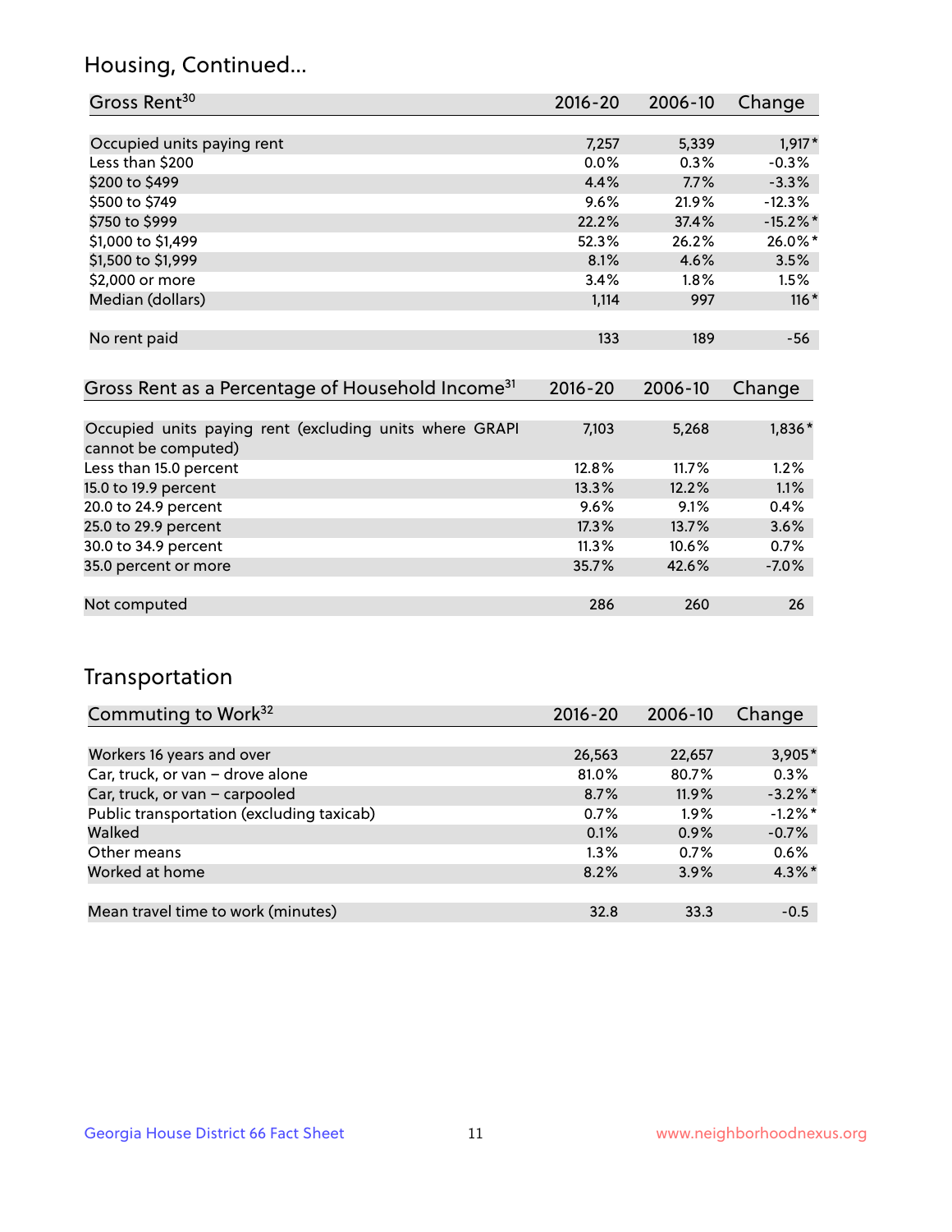## Housing, Continued...

| Gross Rent[30] | 2016-20 | 2006-10 | Change |
|---|---|---|---|
| Occupied units paying rent | 7,257 | 5,339 | 1,917* |
| Less than $200 | 0.0% | 0.3% | -0.3% |
| $200 to $499 | 4.4% | 7.7% | -3.3% |
| $500 to $749 | 9.6% | 21.9% | -12.3% |
| $750 to $999 | 22.2% | 37.4% | -15.2%* |
| $1,000 to $1,499 | 52.3% | 26.2% | 26.0%* |
| $1,500 to $1,999 | 8.1% | 4.6% | 3.5% |
| $2,000 or more | 3.4% | 1.8% | 1.5% |
| Median (dollars) | 1,114 | 997 | 116* |
| No rent paid | 133 | 189 | -56 |

| Gross Rent as a Percentage of Household Income[31] | 2016-20 | 2006-10 | Change |
|---|---|---|---|
| Occupied units paying rent (excluding units where GRAPI cannot be computed) | 7,103 | 5,268 | 1,836* |
| Less than 15.0 percent | 12.8% | 11.7% | 1.2% |
| 15.0 to 19.9 percent | 13.3% | 12.2% | 1.1% |
| 20.0 to 24.9 percent | 9.6% | 9.1% | 0.4% |
| 25.0 to 29.9 percent | 17.3% | 13.7% | 3.6% |
| 30.0 to 34.9 percent | 11.3% | 10.6% | 0.7% |
| 35.0 percent or more | 35.7% | 42.6% | -7.0% |
| Not computed | 286 | 260 | 26 |

## Transportation

| Commuting to Work[32] | 2016-20 | 2006-10 | Change |
|---|---|---|---|
| Workers 16 years and over | 26,563 | 22,657 | 3,905* |
| Car, truck, or van – drove alone | 81.0% | 80.7% | 0.3% |
| Car, truck, or van – carpooled | 8.7% | 11.9% | -3.2%* |
| Public transportation (excluding taxicab) | 0.7% | 1.9% | -1.2%* |
| Walked | 0.1% | 0.9% | -0.7% |
| Other means | 1.3% | 0.7% | 0.6% |
| Worked at home | 8.2% | 3.9% | 4.3%* |
| Mean travel time to work (minutes) | 32.8 | 33.3 | -0.5 |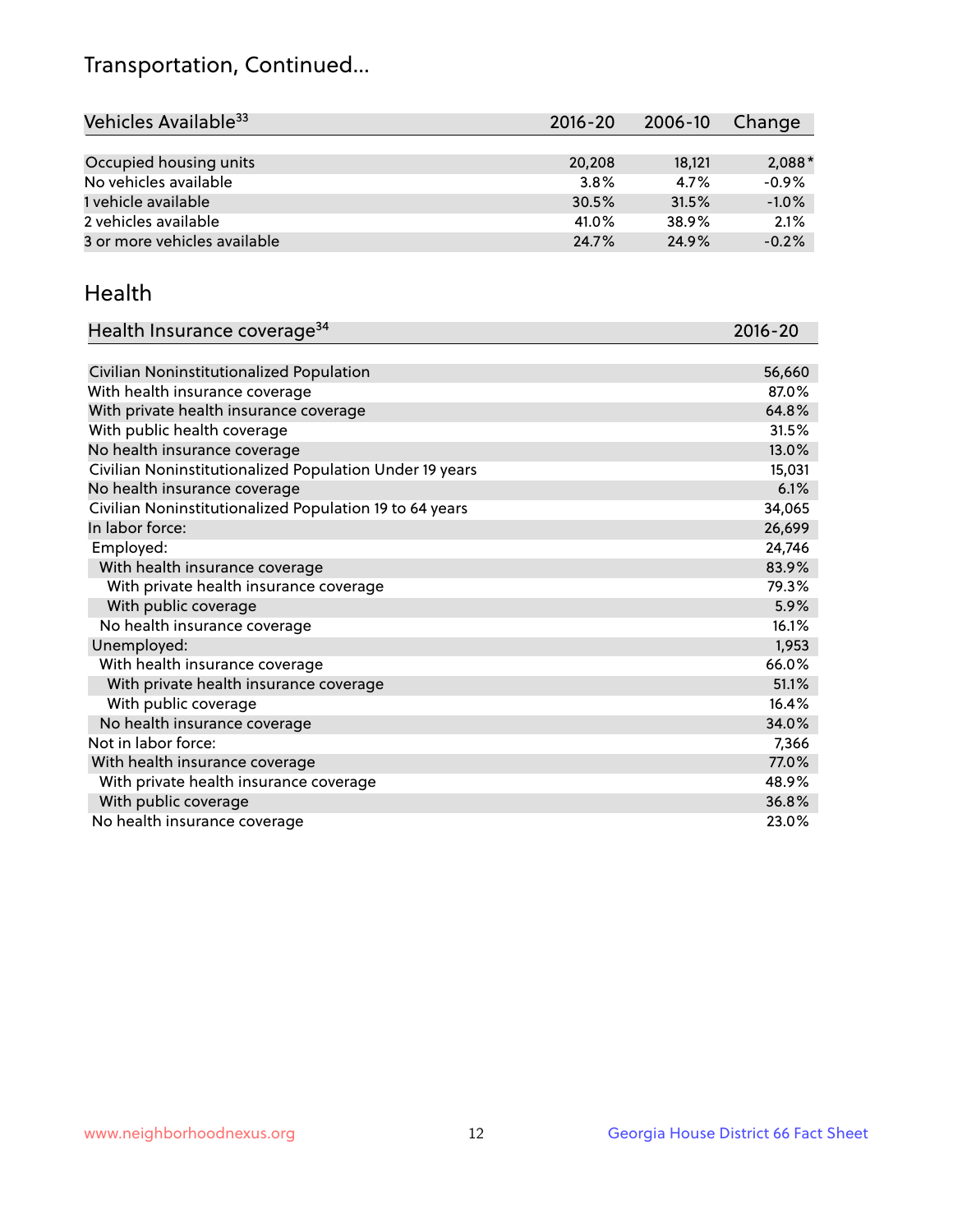# Transportation, Continued...

| Vehicles Available[33] | 2016-20 | 2006-10 | Change |
|---|---|---|---|
| Occupied housing units | 20,208 | 18,121 | 2,088* |
| No vehicles available | 3.8% | 4.7% | -0.9% |
| 1 vehicle available | 30.5% | 31.5% | -1.0% |
| 2 vehicles available | 41.0% | 38.9% | 2.1% |
| 3 or more vehicles available | 24.7% | 24.9% | -0.2% |

## Health

| Health Insurance coverage[34] | 2016-20 |
|---|---|
| Civilian Noninstitutionalized Population | 56,660 |
| With health insurance coverage | 87.0% |
| With private health insurance coverage | 64.8% |
| With public health coverage | 31.5% |
| No health insurance coverage | 13.0% |
| Civilian Noninstitutionalized Population Under 19 years | 15,031 |
| No health insurance coverage | 6.1% |
| Civilian Noninstitutionalized Population 19 to 64 years | 34,065 |
| In labor force: | 26,699 |
| Employed: | 24,746 |
| With health insurance coverage | 83.9% |
| With private health insurance coverage | 79.3% |
| With public coverage | 5.9% |
| No health insurance coverage | 16.1% |
| Unemployed: | 1,953 |
| With health insurance coverage | 66.0% |
| With private health insurance coverage | 51.1% |
| With public coverage | 16.4% |
| No health insurance coverage | 34.0% |
| Not in labor force: | 7,366 |
| With health insurance coverage | 77.0% |
| With private health insurance coverage | 48.9% |
| With public coverage | 36.8% |
| No health insurance coverage | 23.0% |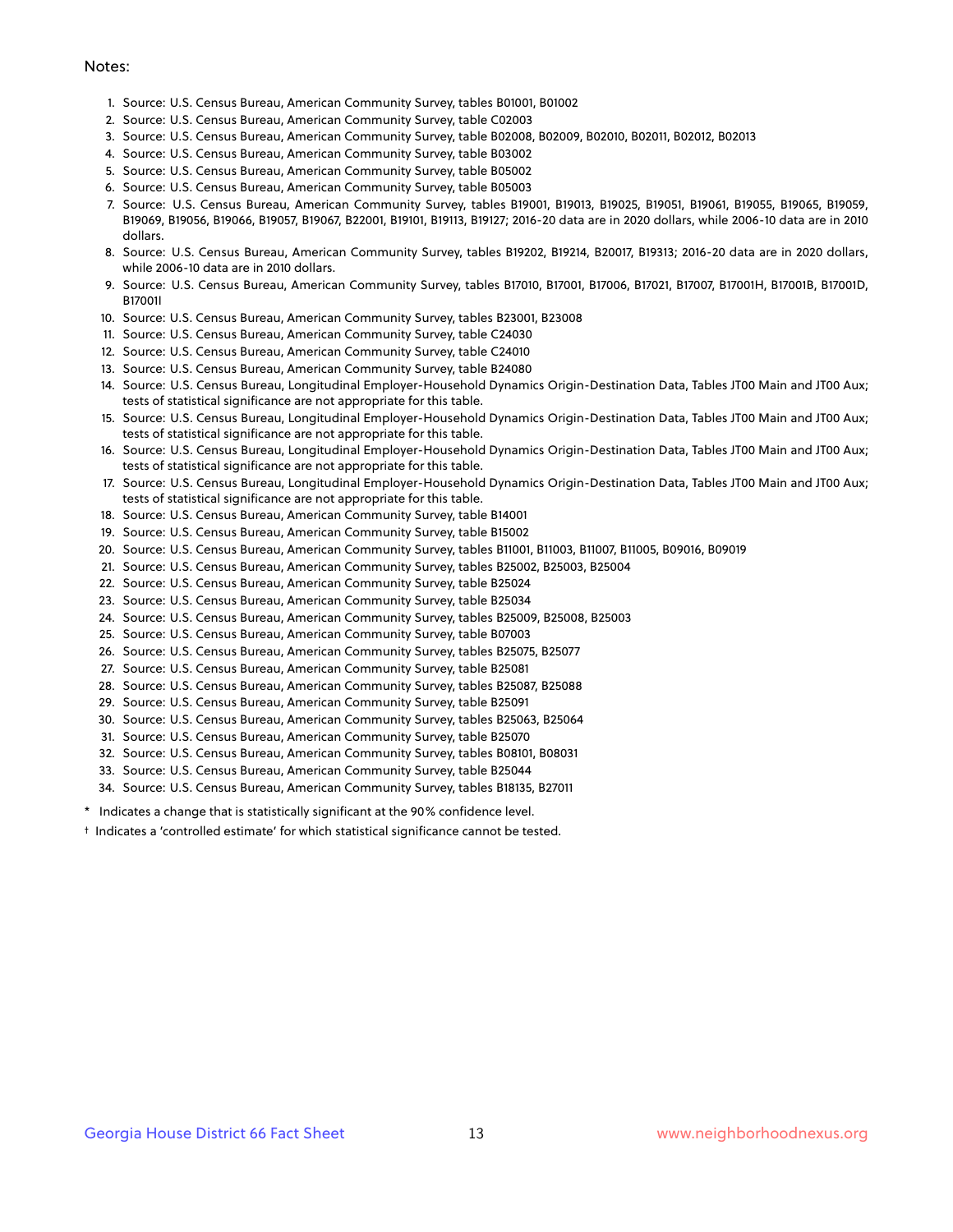Notes:

1. Source: U.S. Census Bureau, American Community Survey, tables B01001, B01002
2. Source: U.S. Census Bureau, American Community Survey, table C02003
3. Source: U.S. Census Bureau, American Community Survey, table B02008, B02009, B02010, B02011, B02012, B02013
4. Source: U.S. Census Bureau, American Community Survey, table B03002
5. Source: U.S. Census Bureau, American Community Survey, table B05002
6. Source: U.S. Census Bureau, American Community Survey, table B05003
7. Source: U.S. Census Bureau, American Community Survey, tables B19001, B19013, B19025, B19051, B19061, B19055, B19065, B19059, B19069, B19056, B19066, B19057, B19067, B22001, B19101, B19113, B19127; 2016-20 data are in 2020 dollars, while 2006-10 data are in 2010 dollars.
8. Source: U.S. Census Bureau, American Community Survey, tables B19202, B19214, B20017, B19313; 2016-20 data are in 2020 dollars, while 2006-10 data are in 2010 dollars.
9. Source: U.S. Census Bureau, American Community Survey, tables B17010, B17001, B17006, B17021, B17007, B17001H, B17001B, B17001D, B17001I
10. Source: U.S. Census Bureau, American Community Survey, tables B23001, B23008
11. Source: U.S. Census Bureau, American Community Survey, table C24030
12. Source: U.S. Census Bureau, American Community Survey, table C24010
13. Source: U.S. Census Bureau, American Community Survey, table B24080
14. Source: U.S. Census Bureau, Longitudinal Employer-Household Dynamics Origin-Destination Data, Tables JT00 Main and JT00 Aux; tests of statistical significance are not appropriate for this table.
15. Source: U.S. Census Bureau, Longitudinal Employer-Household Dynamics Origin-Destination Data, Tables JT00 Main and JT00 Aux; tests of statistical significance are not appropriate for this table.
16. Source: U.S. Census Bureau, Longitudinal Employer-Household Dynamics Origin-Destination Data, Tables JT00 Main and JT00 Aux; tests of statistical significance are not appropriate for this table.
17. Source: U.S. Census Bureau, Longitudinal Employer-Household Dynamics Origin-Destination Data, Tables JT00 Main and JT00 Aux; tests of statistical significance are not appropriate for this table.
18. Source: U.S. Census Bureau, American Community Survey, table B14001
19. Source: U.S. Census Bureau, American Community Survey, table B15002
20. Source: U.S. Census Bureau, American Community Survey, tables B11001, B11003, B11007, B11005, B09016, B09019
21. Source: U.S. Census Bureau, American Community Survey, tables B25002, B25003, B25004
22. Source: U.S. Census Bureau, American Community Survey, table B25024
23. Source: U.S. Census Bureau, American Community Survey, table B25034
24. Source: U.S. Census Bureau, American Community Survey, tables B25009, B25008, B25003
25. Source: U.S. Census Bureau, American Community Survey, table B07003
26. Source: U.S. Census Bureau, American Community Survey, tables B25075, B25077
27. Source: U.S. Census Bureau, American Community Survey, table B25081
28. Source: U.S. Census Bureau, American Community Survey, tables B25087, B25088
29. Source: U.S. Census Bureau, American Community Survey, table B25091
30. Source: U.S. Census Bureau, American Community Survey, tables B25063, B25064
31. Source: U.S. Census Bureau, American Community Survey, table B25070
32. Source: U.S. Census Bureau, American Community Survey, tables B08101, B08031
33. Source: U.S. Census Bureau, American Community Survey, table B25044
34. Source: U.S. Census Bureau, American Community Survey, tables B18135, B27011

\* Indicates a change that is statistically significant at the 90% confidence level.

† Indicates a 'controlled estimate' for which statistical significance cannot be tested.